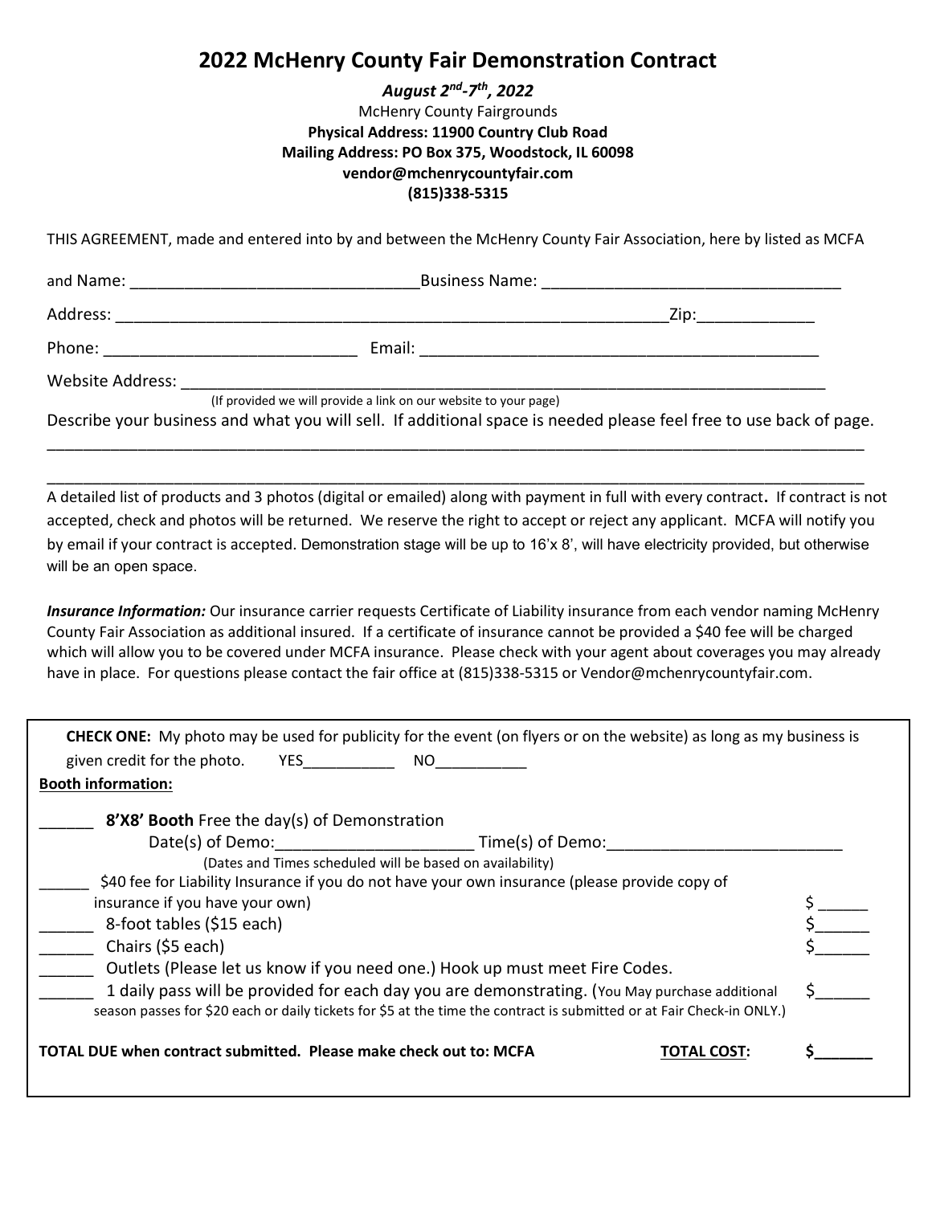# 2022 McHenry County Fair Demonstration Contract

***August 2nd-7th, 2022***

McHenry County Fairgrounds

**Physical Address: 11900 Country Club Road**

**Mailing Address: PO Box 375, Woodstock, IL 60098**

**vendor@mchenrycountyfair.com**

**(815)338-5315**

THIS AGREEMENT, made and entered into by and between the McHenry County Fair Association, here by listed as MCFA

and Name: ________________________________ Business Name: _________________________________

Address: ______________________________________________________________ Zip: _____________

Phone: ____________________________ Email: _____________________________________________

Website Address: __________________________________________________________________________

(If provided we will provide a link on our website to your page)

Describe your business and what you will sell. If additional space is needed please feel free to use back of page.

_____________________________________________________________________________________________

_____________________________________________________________________________________________

A detailed list of products and 3 photos (digital or emailed) along with payment in full with every contract**.** If contract is not accepted, check and photos will be returned. We reserve the right to accept or reject any applicant. MCFA will notify you by email if your contract is accepted. Demonstration stage will be up to 16'x 8', will have electricity provided, but otherwise will be an open space.

***Insurance Information:*** Our insurance carrier requests Certificate of Liability insurance from each vendor naming McHenry County Fair Association as additional insured. If a certificate of insurance cannot be provided a $40 fee will be charged which will allow you to be covered under MCFA insurance. Please check with your agent about coverages you may already have in place. For questions please contact the fair office at (815)338-5315 or Vendor@mchenrycountyfair.com.

**CHECK ONE:** My photo may be used for publicity for the event (on flyers or on the website) as long as my business is given credit for the photo. YES___________ NO___________

**Booth information:**

______ **8'X8' Booth** Free the day(s) of Demonstration

Date(s) of Demo: ______________________ Time(s) of Demo: __________________________

(Dates and Times scheduled will be based on availability)

______ $40 fee for Liability Insurance if you do not have your own insurance (please provide copy of insurance if you have your own) $ ______

______ 8-foot tables ($15 each) $ ______

______ Chairs ($5 each) $ ______

______ Outlets (Please let us know if you need one.) Hook up must meet Fire Codes.

______ 1 daily pass will be provided for each day you are demonstrating. (You May purchase additional season passes for $20 each or daily tickets for $5 at the time the contract is submitted or at Fair Check-in ONLY.) $ ______

**TOTAL DUE when contract submitted. Please make check out to: MCFA** **TOTAL COST:** **$_______**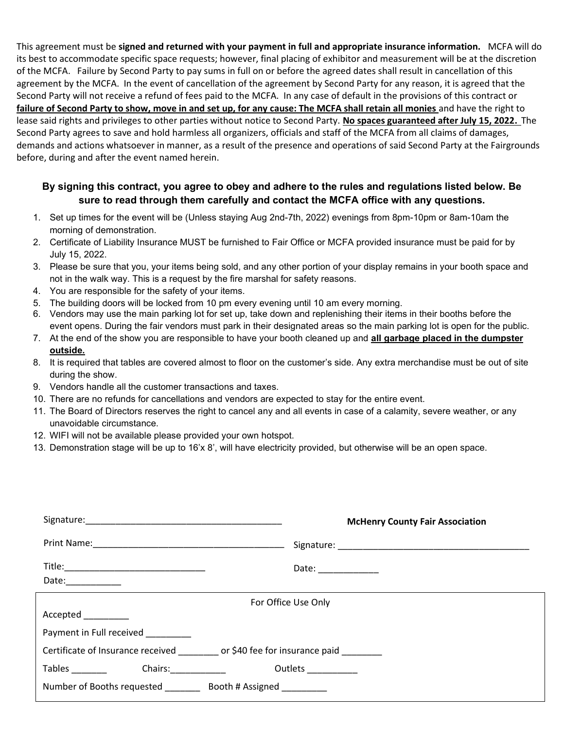This agreement must be **signed and returned with your payment in full and appropriate insurance information.** MCFA will do its best to accommodate specific space requests; however, final placing of exhibitor and measurement will be at the discretion of the MCFA. Failure by Second Party to pay sums in full on or before the agreed dates shall result in cancellation of this agreement by the MCFA. In the event of cancellation of the agreement by Second Party for any reason, it is agreed that the Second Party will not receive a refund of fees paid to the MCFA. In any case of default in the provisions of this contract or **failure of Second Party to show, move in and set up, for any cause: The MCFA shall retain all monies** and have the right to lease said rights and privileges to other parties without notice to Second Party. **No spaces guaranteed after July 15, 2022.** The Second Party agrees to save and hold harmless all organizers, officials and staff of the MCFA from all claims of damages, demands and actions whatsoever in manner, as a result of the presence and operations of said Second Party at the Fairgrounds before, during and after the event named herein.

**By signing this contract, you agree to obey and adhere to the rules and regulations listed below. Be sure to read through them carefully and contact the MCFA office with any questions.**

1. Set up times for the event will be (Unless staying Aug 2nd-7th, 2022) evenings from 8pm-10pm or 8am-10am the morning of demonstration.
2. Certificate of Liability Insurance MUST be furnished to Fair Office or MCFA provided insurance must be paid for by July 15, 2022.
3. Please be sure that you, your items being sold, and any other portion of your display remains in your booth space and not in the walk way. This is a request by the fire marshal for safety reasons.
4. You are responsible for the safety of your items.
5. The building doors will be locked from 10 pm every evening until 10 am every morning.
6. Vendors may use the main parking lot for set up, take down and replenishing their items in their booths before the event opens. During the fair vendors must park in their designated areas so the main parking lot is open for the public.
7. At the end of the show you are responsible to have your booth cleaned up and **all garbage placed in the dumpster outside.**
8. It is required that tables are covered almost to floor on the customer's side. Any extra merchandise must be out of site during the show.
9. Vendors handle all the customer transactions and taxes.
10. There are no refunds for cancellations and vendors are expected to stay for the entire event.
11. The Board of Directors reserves the right to cancel any and all events in case of a calamity, severe weather, or any unavoidable circumstance.
12. WIFI will not be available please provided your own hotspot.
13. Demonstration stage will be up to 16'x 8', will have electricity provided, but otherwise will be an open space.

Signature:________________________________________

Print Name:________________________________________

Title:____________________________

Date:___________

**McHenry County Fair Association**

Signature: ________________________________________

Date: ____________

For Office Use Only

Accepted _________

Payment in Full received _________

Certificate of Insurance received ________ or $40 fee for insurance paid ________

Tables _______ Chairs:___________ Outlets __________

Number of Booths requested _______ Booth # Assigned _________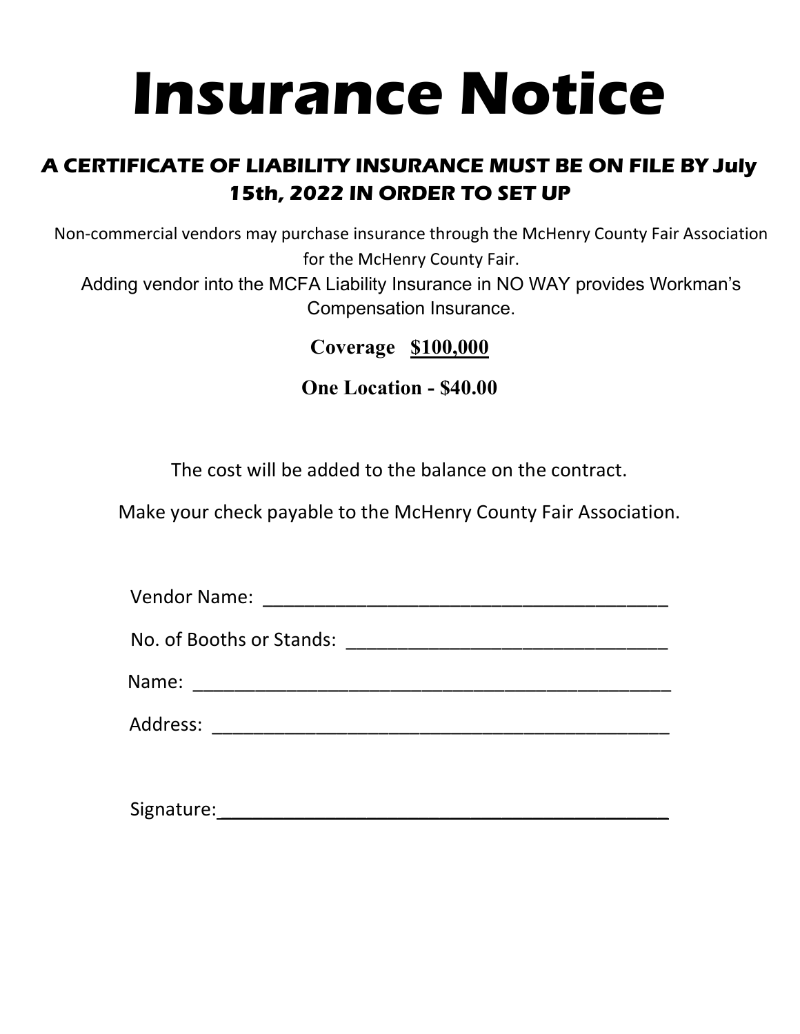# Insurance Notice

## A CERTIFICATE OF LIABILITY INSURANCE MUST BE ON FILE BY July 15th, 2022 IN ORDER TO SET UP

Non-commercial vendors may purchase insurance through the McHenry County Fair Association for the McHenry County Fair.

Adding vendor into the MCFA Liability Insurance in NO WAY provides Workman's Compensation Insurance.

**Coverage <u>$100,000</u>**

**One Location - $40.00**

The cost will be added to the balance on the contract.

Make your check payable to the McHenry County Fair Association.

Vendor Name: ________________________________________

No. of Booths or Stands: ________________________________

Name: ________________________________________________

Address: ______________________________________________

Signature: ____________________________________________